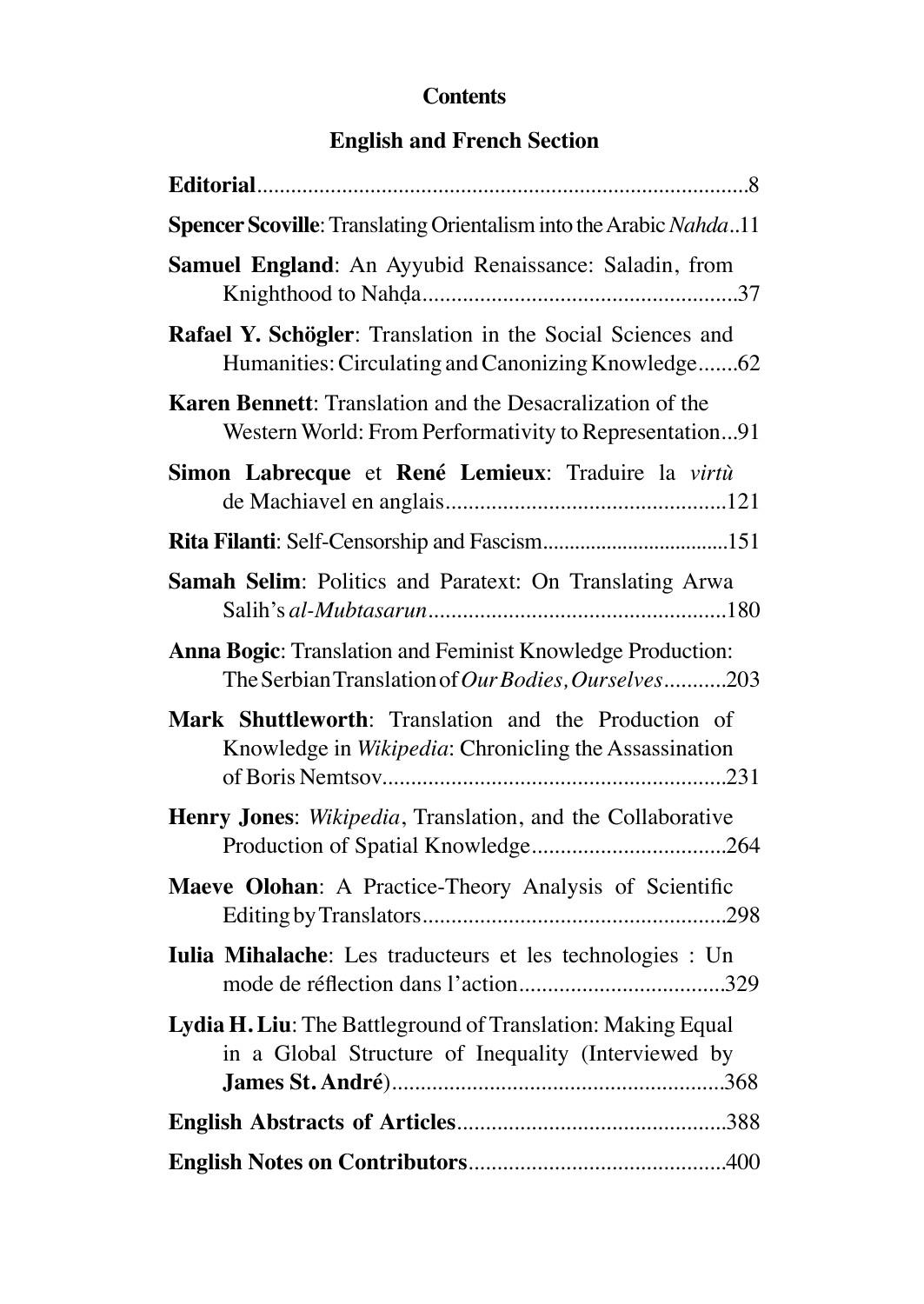# Contents

## English and French Section

**Editorial**.......................................................................................8

**Spencer Scoville**: Translating Orientalism into the Arabic *Nahda*..11

**Samuel England**: An Ayyubid Renaissance: Saladin, from Knighthood to Nahḍa.......................................................37

**Rafael Y. Schögler**: Translation in the Social Sciences and Humanities: Circulating and Canonizing Knowledge.......62

**Karen Bennett**: Translation and the Desacralization of the Western World: From Performativity to Representation...91

**Simon Labrecque** et **René Lemieux**: Traduire la *virtù* de Machiavel en anglais.................................................121

**Rita Filanti**: Self-Censorship and Fascism..................................151

**Samah Selim**: Politics and Paratext: On Translating Arwa Salih's *al-Mubtasarun*....................................................180

**Anna Bogic**: Translation and Feminist Knowledge Production: The Serbian Translation of *Our Bodies, Ourselves*...........203

**Mark Shuttleworth**: Translation and the Production of Knowledge in *Wikipedia*: Chronicling the Assassination of Boris Nemtsov............................................................231

**Henry Jones**: *Wikipedia*, Translation, and the Collaborative Production of Spatial Knowledge..................................264

**Maeve Olohan**: A Practice-Theory Analysis of Scientific Editing by Translators.....................................................298

**Iulia Mihalache**: Les traducteurs et les technologies : Un mode de réflection dans l'action....................................329

**Lydia H. Liu**: The Battleground of Translation: Making Equal in a Global Structure of Inequality (Interviewed by **James St. André**)..........................................................368

**English Abstracts of Articles**...............................................388

**English Notes on Contributors**............................................400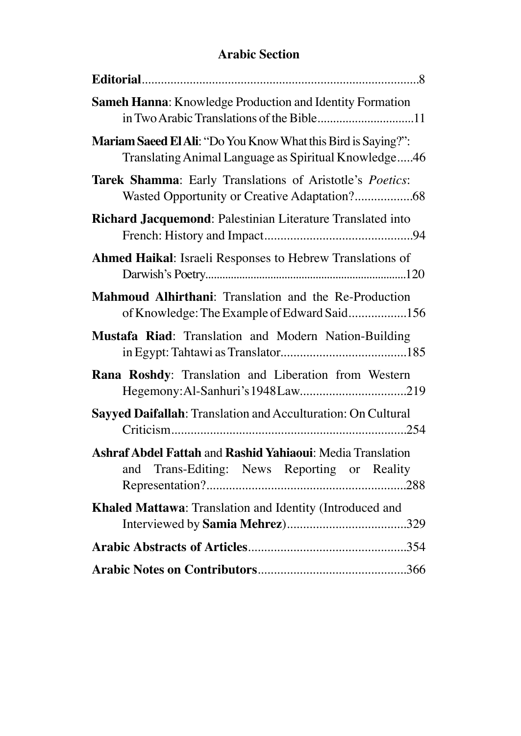## Arabic Section

**Editorial**........................................................................................8

**Sameh Hanna**: Knowledge Production and Identity Formation in Two Arabic Translations of the Bible...............................11

**Mariam Saeed El Ali**: "Do You Know What this Bird is Saying?": Translating Animal Language as Spiritual Knowledge.....46

**Tarek Shamma**: Early Translations of Aristotle's *Poetics*: Wasted Opportunity or Creative Adaptation?..................68

**Richard Jacquemond**: Palestinian Literature Translated into French: History and Impact..............................................94

**Ahmed Haikal**: Israeli Responses to Hebrew Translations of Darwish's Poetry.......................................................................120

**Mahmoud Alhirthani**: Translation and the Re-Production of Knowledge: The Example of Edward Said..................156

**Mustafa Riad**: Translation and Modern Nation-Building in Egypt: Tahtawi as Translator.......................................185

**Rana Roshdy**: Translation and Liberation from Western Hegemony: Al-Sanhuri's 1948 Law.................................219

**Sayyed Daifallah**: Translation and Acculturation: On Cultural Criticism.........................................................................254

**Ashraf Abdel Fattah** and **Rashid Yahiaoui**: Media Translation and Trans-Editing: News Reporting or Reality Representation?..............................................................288

**Khaled Mattawa**: Translation and Identity (Introduced and Interviewed by **Samia Mehrez**).....................................329

**Arabic Abstracts of Articles**.................................................354

**Arabic Notes on Contributors**..............................................366